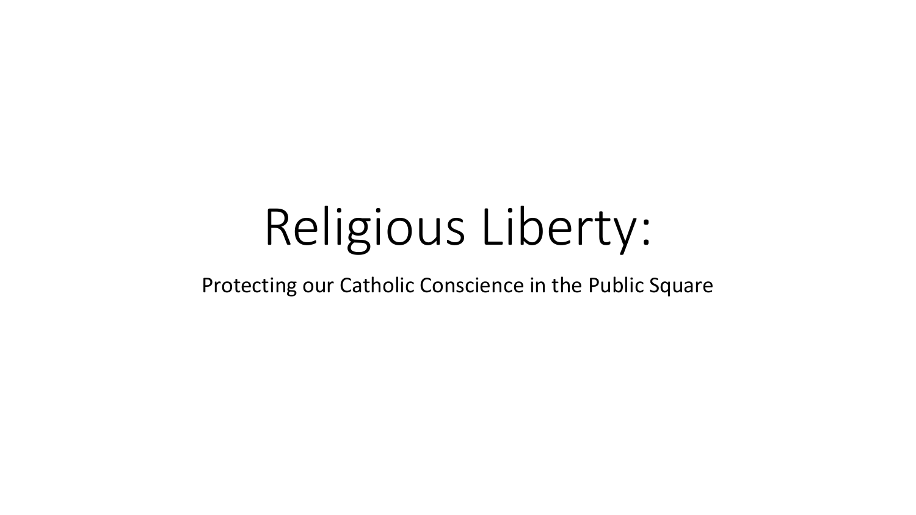# Religious Liberty:

Protecting our Catholic Conscience in the Public Square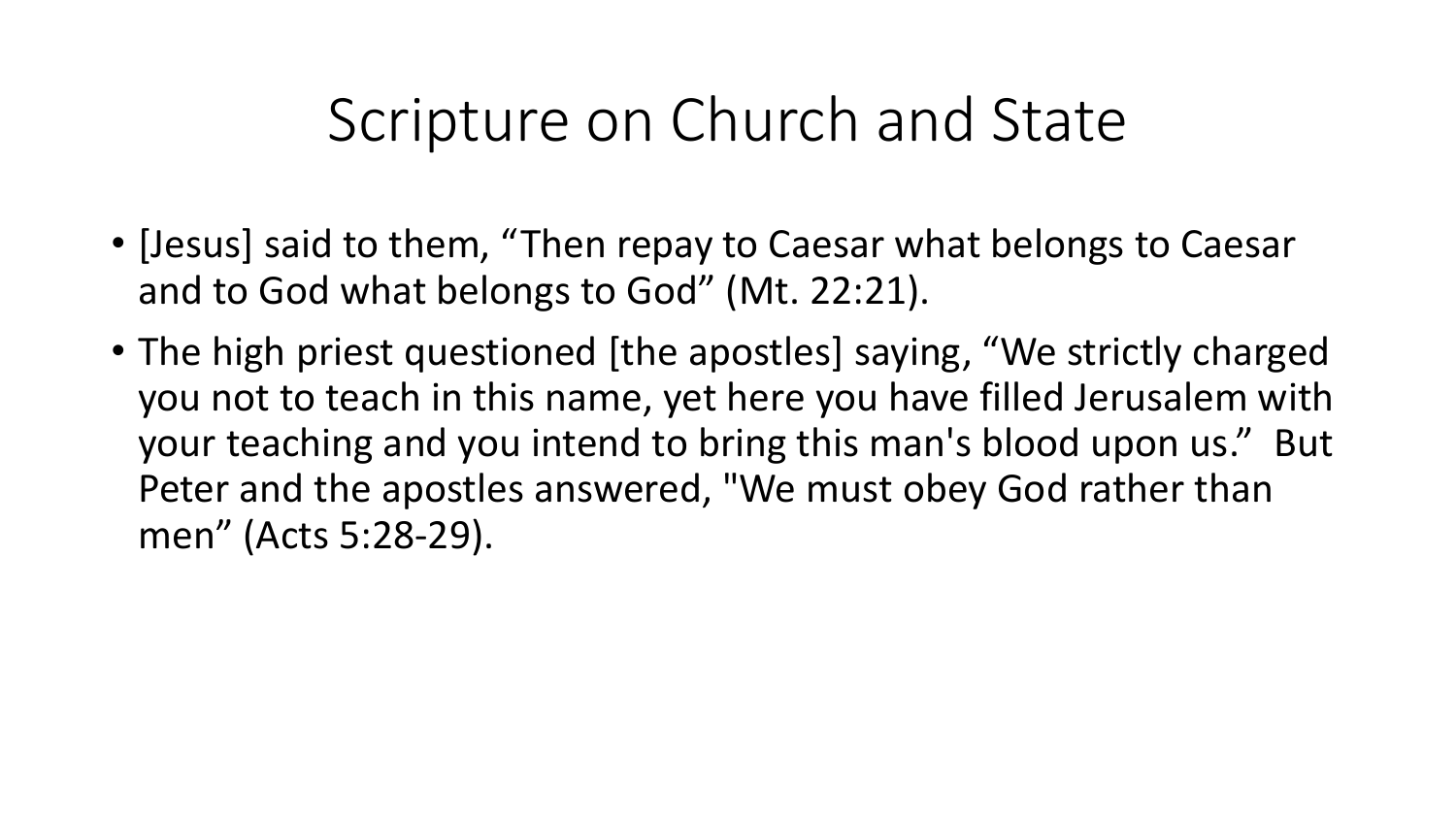# Scripture on Church and State

- [Jesus] said to them, “Then repay to Caesar what belongs to Caesar and to God what belongs to God” (Mt. 22:21).
- The high priest questioned [the apostles] saying, “We strictly charged you not to teach in this name, yet here you have filled Jerusalem with your teaching and you intend to bring this man's blood upon us.” But Peter and the apostles answered, "We must obey God rather than men” (Acts 5:28-29).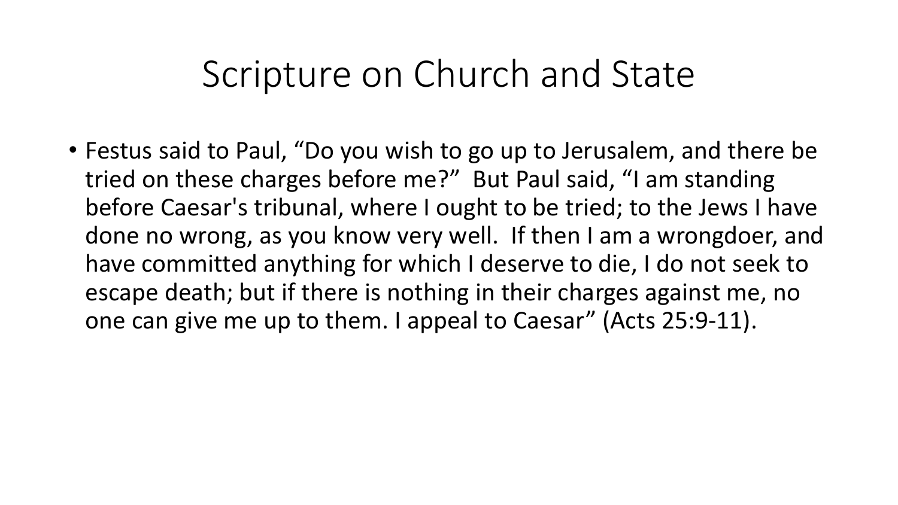# Scripture on Church and State

- Festus said to Paul, "Do you wish to go up to Jerusalem, and there be tried on these charges before me?" But Paul said, "I am standing before Caesar's tribunal, where I ought to be tried; to the Jews I have done no wrong, as you know very well. If then I am a wrongdoer, and have committed anything for which I deserve to die, I do not seek to escape death; but if there is nothing in their charges against me, no one can give me up to them. I appeal to Caesar" (Acts 25:9-11).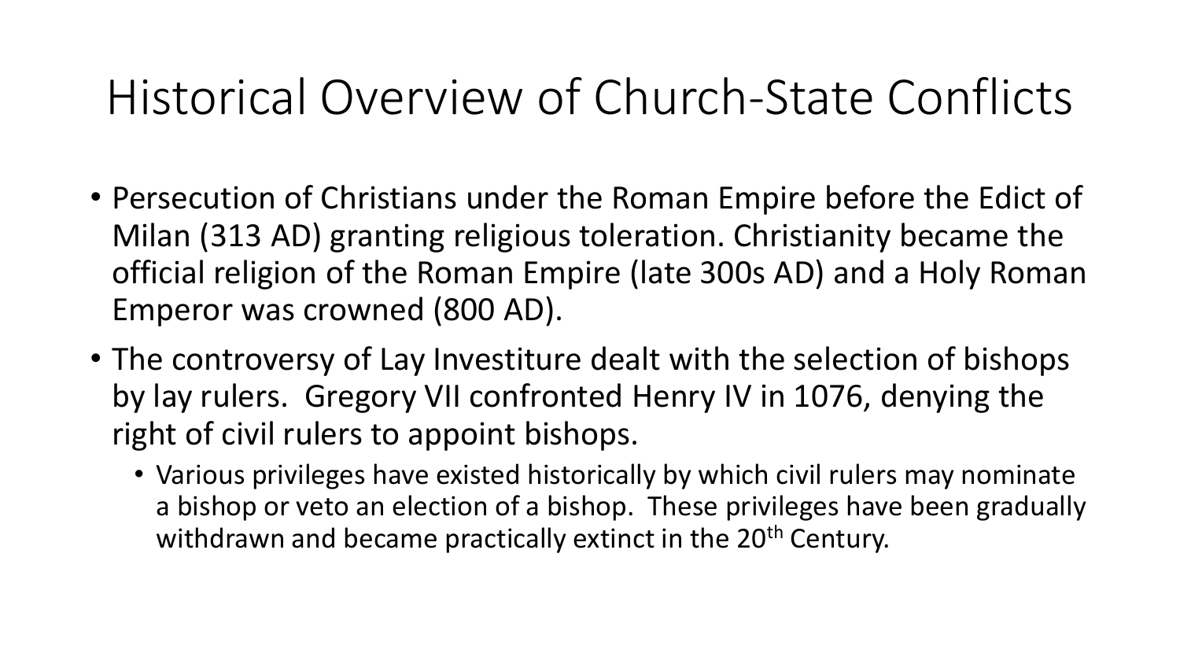# Historical Overview of Church-State Conflicts

- Persecution of Christians under the Roman Empire before the Edict of Milan (313 AD) granting religious toleration. Christianity became the official religion of the Roman Empire (late 300s AD) and a Holy Roman Emperor was crowned (800 AD).
- The controversy of Lay Investiture dealt with the selection of bishops by lay rulers. Gregory VII confronted Henry IV in 1076, denying the right of civil rulers to appoint bishops.
  - Various privileges have existed historically by which civil rulers may nominate a bishop or veto an election of a bishop. These privileges have been gradually withdrawn and became practically extinct in the 20th Century.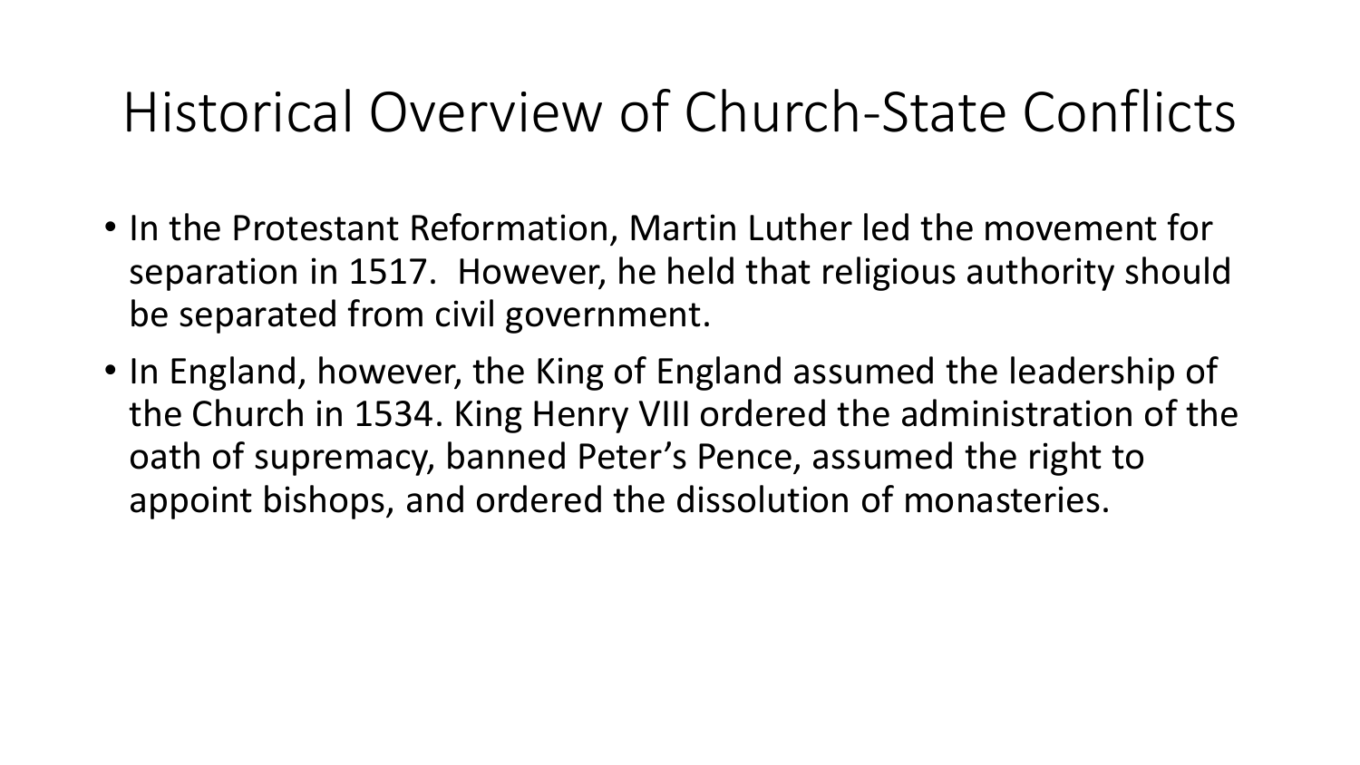# Historical Overview of Church-State Conflicts

- In the Protestant Reformation, Martin Luther led the movement for separation in 1517. However, he held that religious authority should be separated from civil government.
- In England, however, the King of England assumed the leadership of the Church in 1534. King Henry VIII ordered the administration of the oath of supremacy, banned Peter's Pence, assumed the right to appoint bishops, and ordered the dissolution of monasteries.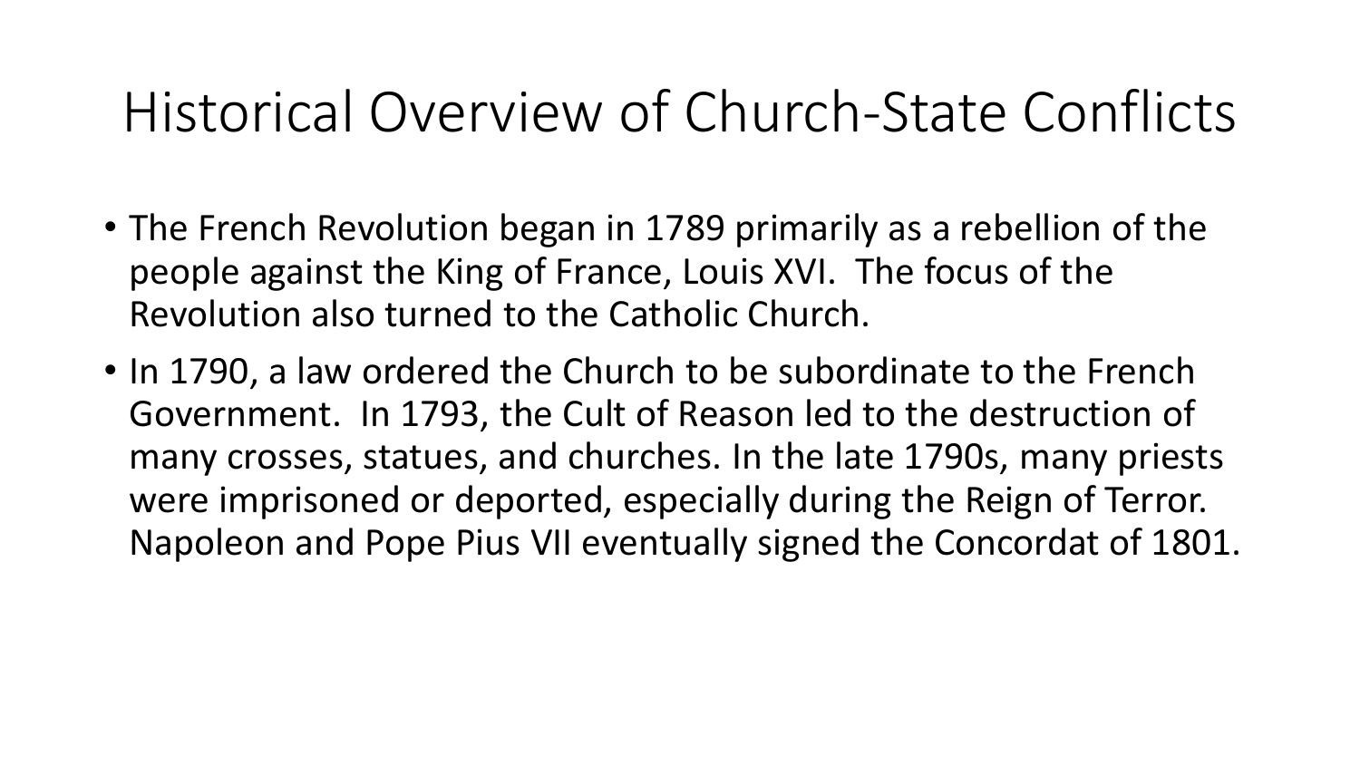# Historical Overview of Church-State Conflicts

- The French Revolution began in 1789 primarily as a rebellion of the people against the King of France, Louis XVI. The focus of the Revolution also turned to the Catholic Church.
- In 1790, a law ordered the Church to be subordinate to the French Government. In 1793, the Cult of Reason led to the destruction of many crosses, statues, and churches. In the late 1790s, many priests were imprisoned or deported, especially during the Reign of Terror. Napoleon and Pope Pius VII eventually signed the Concordat of 1801.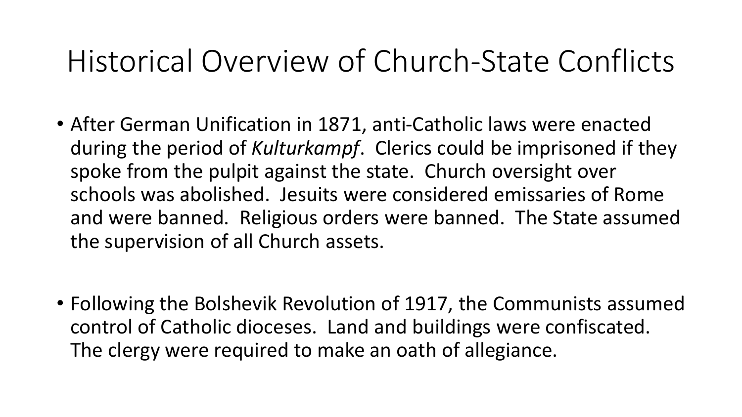# Historical Overview of Church-State Conflicts

- After German Unification in 1871, anti-Catholic laws were enacted during the period of *Kulturkampf*. Clerics could be imprisoned if they spoke from the pulpit against the state. Church oversight over schools was abolished. Jesuits were considered emissaries of Rome and were banned. Religious orders were banned. The State assumed the supervision of all Church assets.

- Following the Bolshevik Revolution of 1917, the Communists assumed control of Catholic dioceses. Land and buildings were confiscated. The clergy were required to make an oath of allegiance.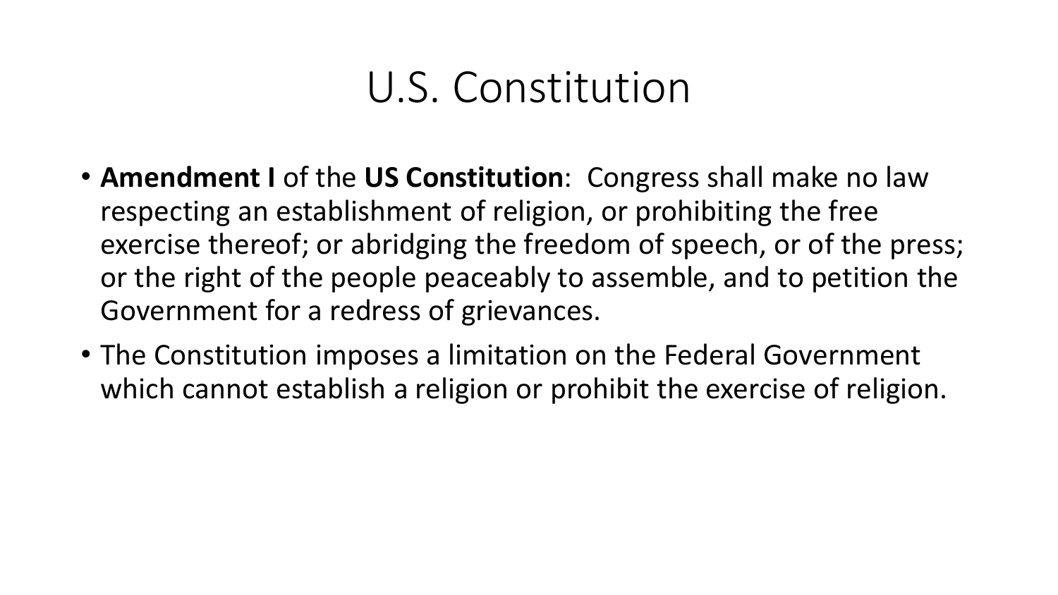# U.S. Constitution

- **Amendment I** of the **US Constitution**: Congress shall make no law respecting an establishment of religion, or prohibiting the free exercise thereof; or abridging the freedom of speech, or of the press; or the right of the people peaceably to assemble, and to petition the Government for a redress of grievances.
- The Constitution imposes a limitation on the Federal Government which cannot establish a religion or prohibit the exercise of religion.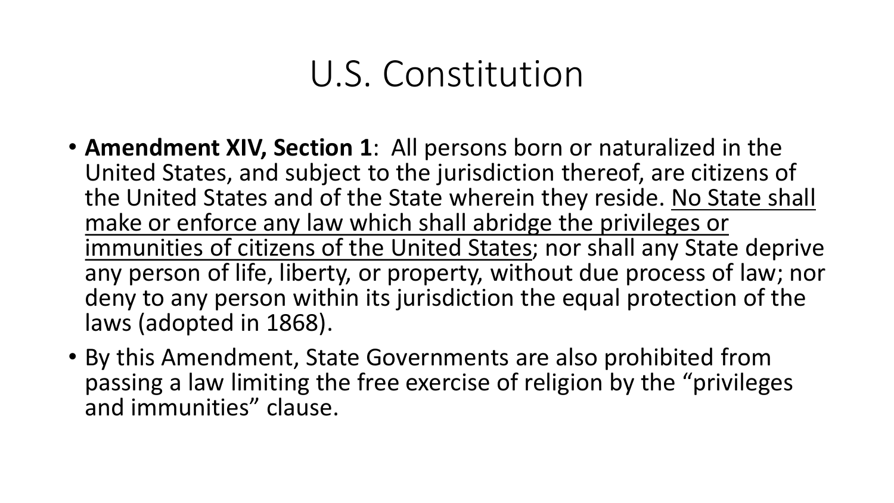# U.S. Constitution

- **Amendment XIV, Section 1**: All persons born or naturalized in the United States, and subject to the jurisdiction thereof, are citizens of the United States and of the State wherein they reside. <u>No State shall make or enforce any law which shall abridge the privileges or immunities of citizens of the United States</u>; nor shall any State deprive any person of life, liberty, or property, without due process of law; nor deny to any person within its jurisdiction the equal protection of the laws (adopted in 1868).
- By this Amendment, State Governments are also prohibited from passing a law limiting the free exercise of religion by the "privileges and immunities" clause.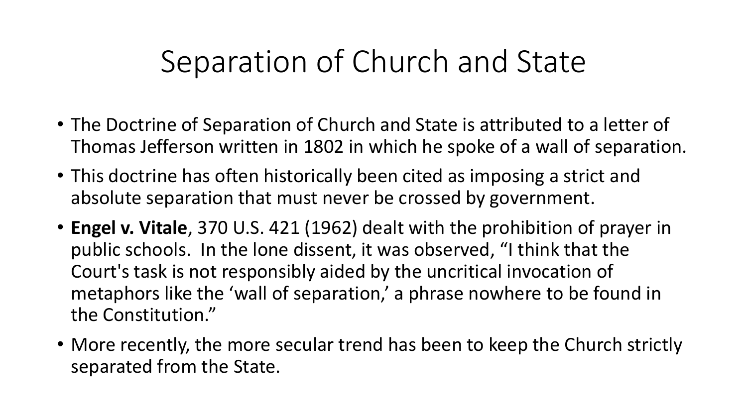# Separation of Church and State

- The Doctrine of Separation of Church and State is attributed to a letter of Thomas Jefferson written in 1802 in which he spoke of a wall of separation.
- This doctrine has often historically been cited as imposing a strict and absolute separation that must never be crossed by government.
- **Engel v. Vitale**, 370 U.S. 421 (1962) dealt with the prohibition of prayer in public schools. In the lone dissent, it was observed, “I think that the Court's task is not responsibly aided by the uncritical invocation of metaphors like the ‘wall of separation,’ a phrase nowhere to be found in the Constitution.”
- More recently, the more secular trend has been to keep the Church strictly separated from the State.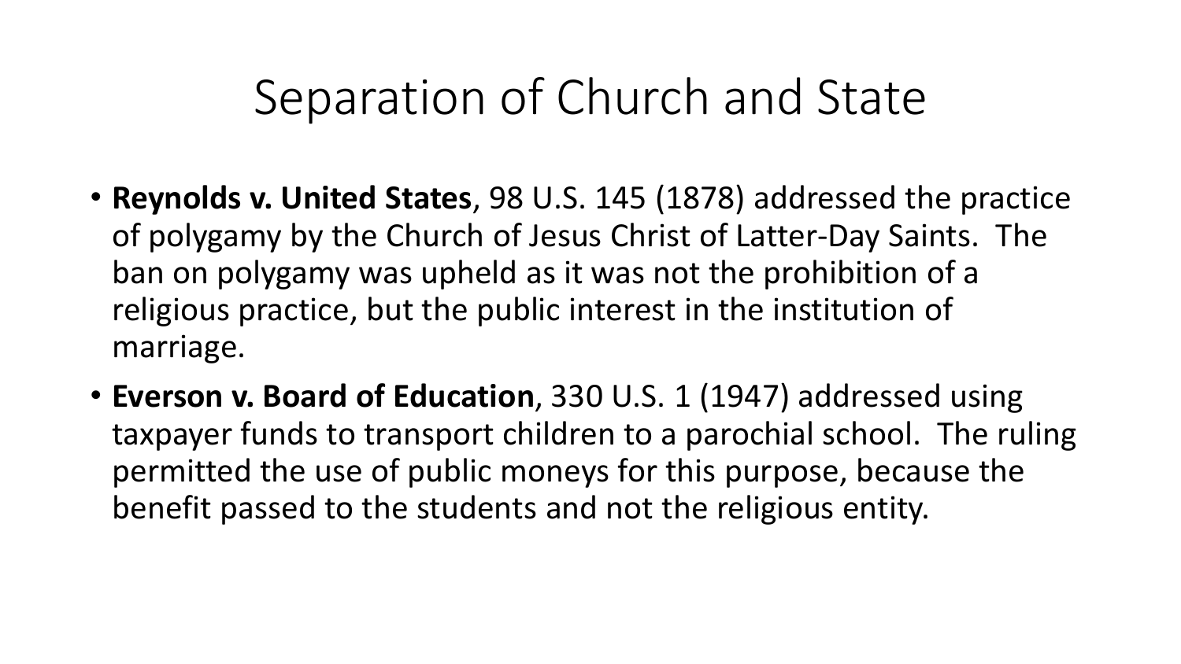# Separation of Church and State

- **Reynolds v. United States**, 98 U.S. 145 (1878) addressed the practice of polygamy by the Church of Jesus Christ of Latter-Day Saints. The ban on polygamy was upheld as it was not the prohibition of a religious practice, but the public interest in the institution of marriage.
- **Everson v. Board of Education**, 330 U.S. 1 (1947) addressed using taxpayer funds to transport children to a parochial school. The ruling permitted the use of public moneys for this purpose, because the benefit passed to the students and not the religious entity.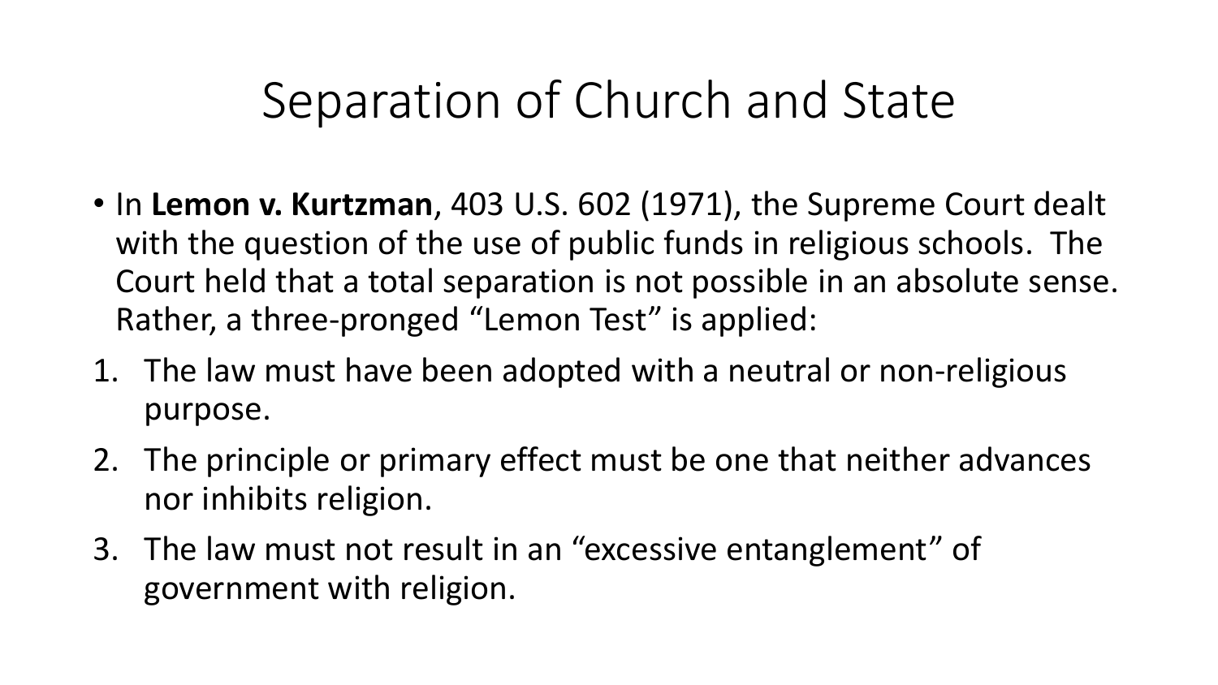# Separation of Church and State

- In **Lemon v. Kurtzman**, 403 U.S. 602 (1971), the Supreme Court dealt with the question of the use of public funds in religious schools. The Court held that a total separation is not possible in an absolute sense. Rather, a three-pronged "Lemon Test" is applied:

1. The law must have been adopted with a neutral or non-religious purpose.
2. The principle or primary effect must be one that neither advances nor inhibits religion.
3. The law must not result in an "excessive entanglement" of government with religion.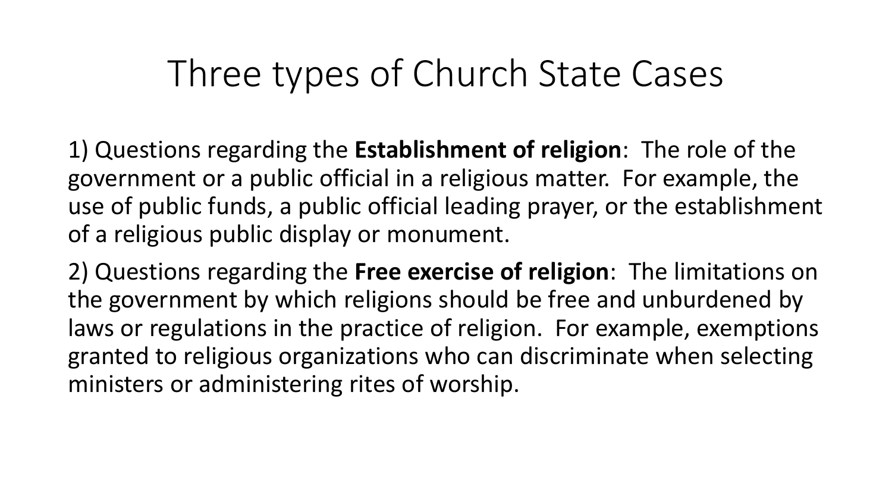# Three types of Church State Cases

1) Questions regarding the **Establishment of religion**: The role of the government or a public official in a religious matter. For example, the use of public funds, a public official leading prayer, or the establishment of a religious public display or monument.

2) Questions regarding the **Free exercise of religion**: The limitations on the government by which religions should be free and unburdened by laws or regulations in the practice of religion. For example, exemptions granted to religious organizations who can discriminate when selecting ministers or administering rites of worship.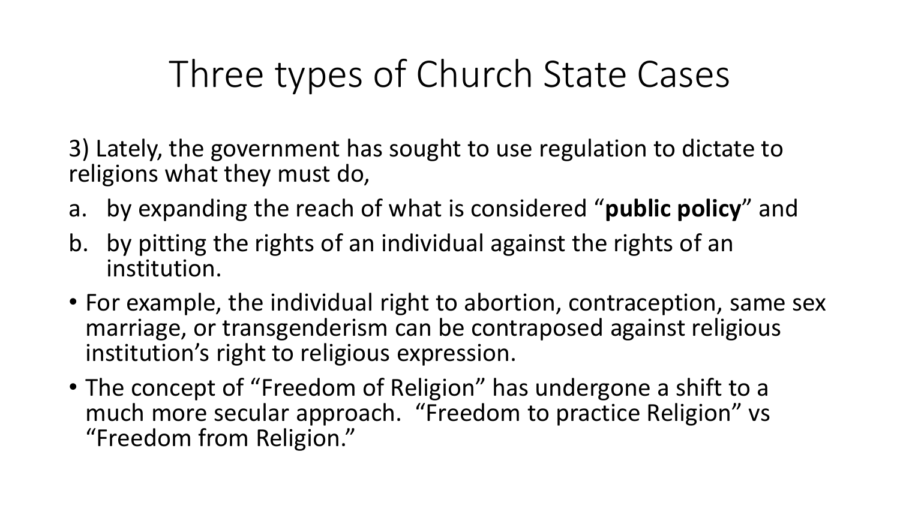# Three types of Church State Cases

3) Lately, the government has sought to use regulation to dictate to religions what they must do,

a. by expanding the reach of what is considered "**public policy**" and
b. by pitting the rights of an individual against the rights of an institution.

- For example, the individual right to abortion, contraception, same sex marriage, or transgenderism can be contraposed against religious institution's right to religious expression.
- The concept of "Freedom of Religion" has undergone a shift to a much more secular approach. "Freedom to practice Religion" vs "Freedom from Religion."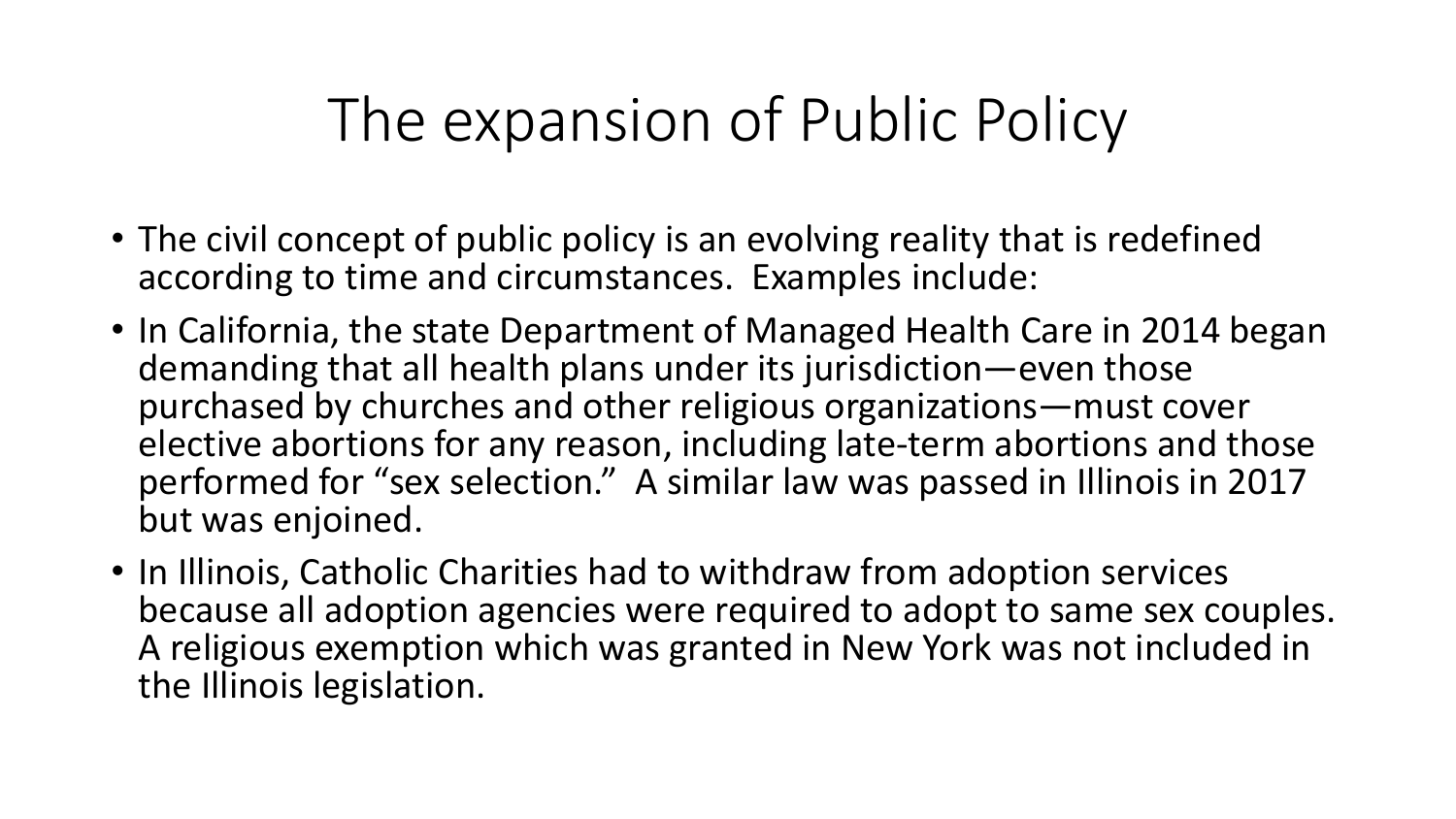# The expansion of Public Policy

- The civil concept of public policy is an evolving reality that is redefined according to time and circumstances. Examples include:
- In California, the state Department of Managed Health Care in 2014 began demanding that all health plans under its jurisdiction—even those purchased by churches and other religious organizations—must cover elective abortions for any reason, including late-term abortions and those performed for "sex selection." A similar law was passed in Illinois in 2017 but was enjoined.
- In Illinois, Catholic Charities had to withdraw from adoption services because all adoption agencies were required to adopt to same sex couples. A religious exemption which was granted in New York was not included in the Illinois legislation.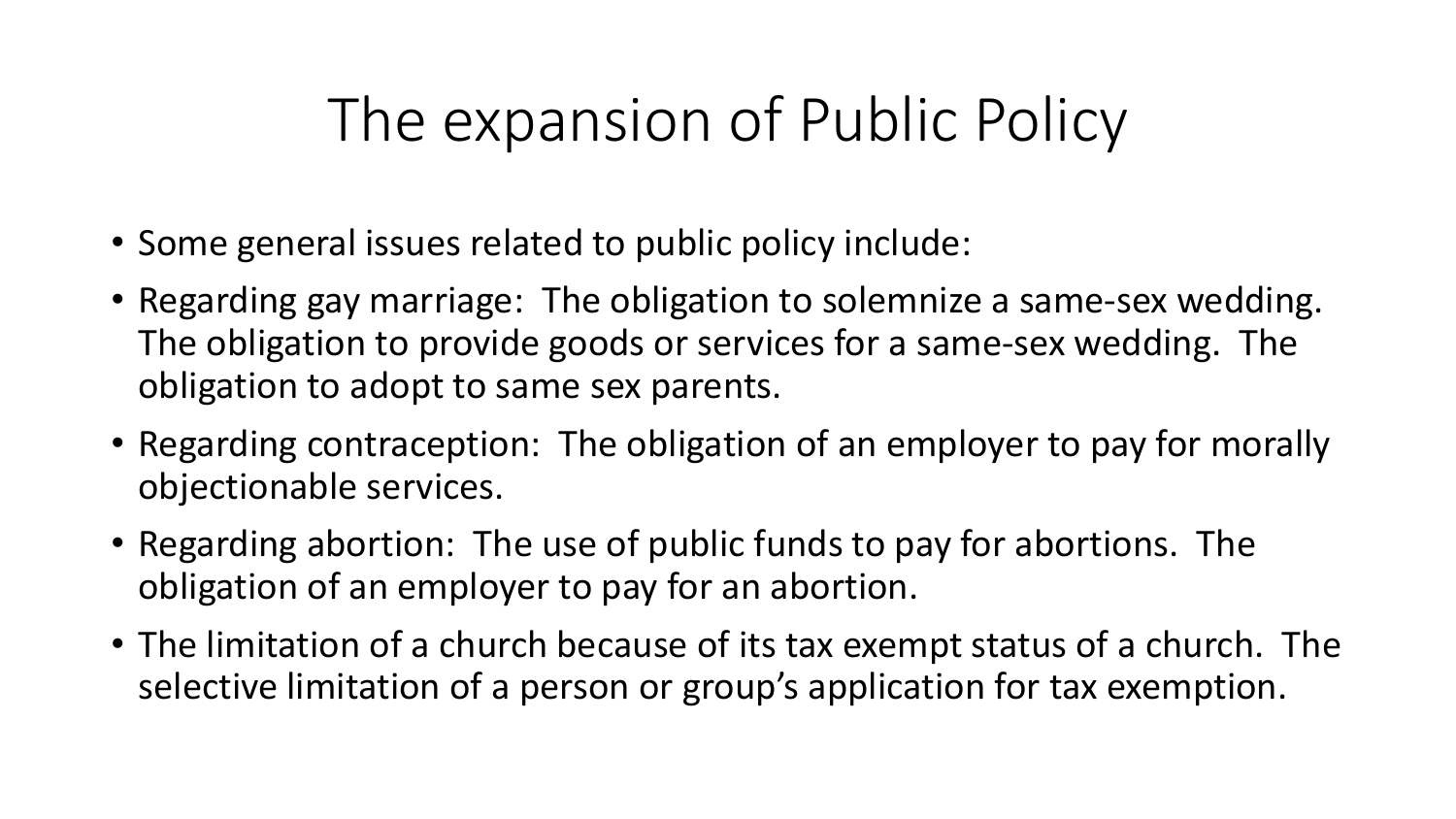# The expansion of Public Policy

- Some general issues related to public policy include:
- Regarding gay marriage: The obligation to solemnize a same-sex wedding. The obligation to provide goods or services for a same-sex wedding. The obligation to adopt to same sex parents.
- Regarding contraception: The obligation of an employer to pay for morally objectionable services.
- Regarding abortion: The use of public funds to pay for abortions. The obligation of an employer to pay for an abortion.
- The limitation of a church because of its tax exempt status of a church. The selective limitation of a person or group's application for tax exemption.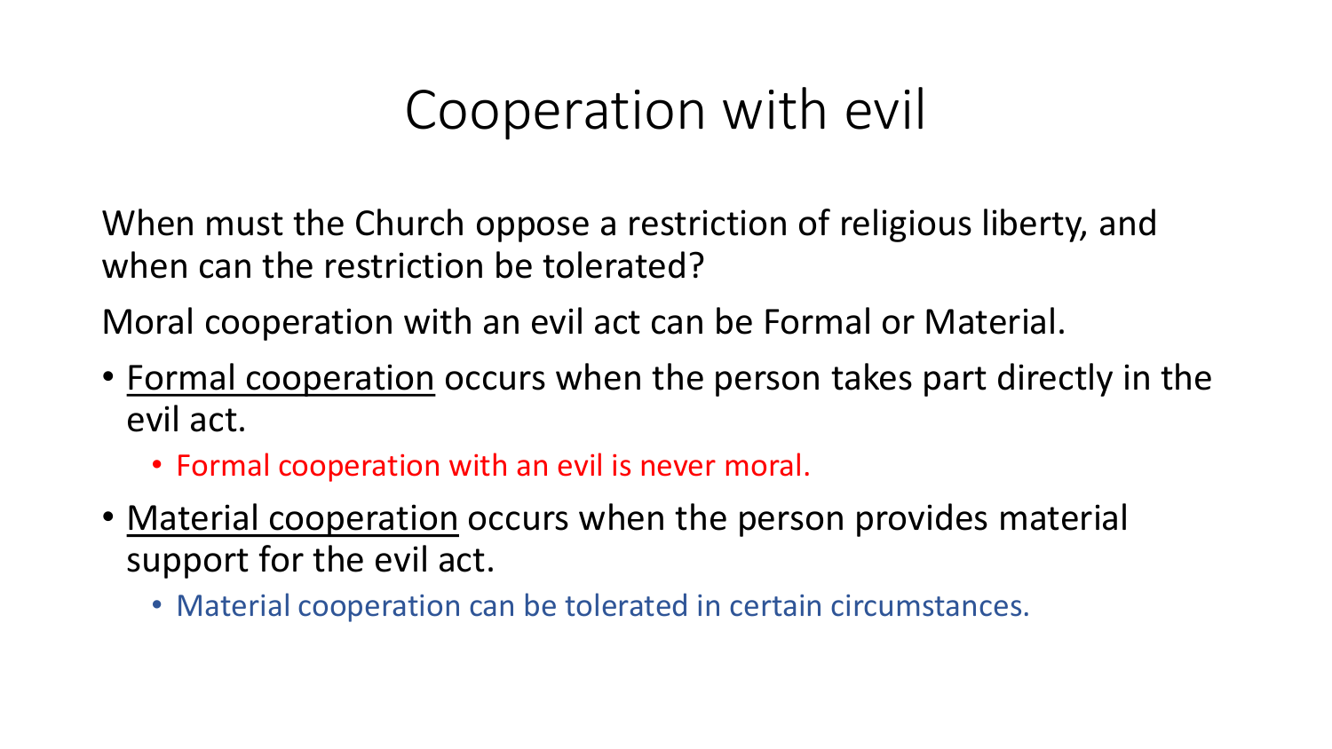# Cooperation with evil

When must the Church oppose a restriction of religious liberty, and when can the restriction be tolerated?

Moral cooperation with an evil act can be Formal or Material.

- Formal cooperation occurs when the person takes part directly in the evil act.
  - Formal cooperation with an evil is never moral.
- Material cooperation occurs when the person provides material support for the evil act.
  - Material cooperation can be tolerated in certain circumstances.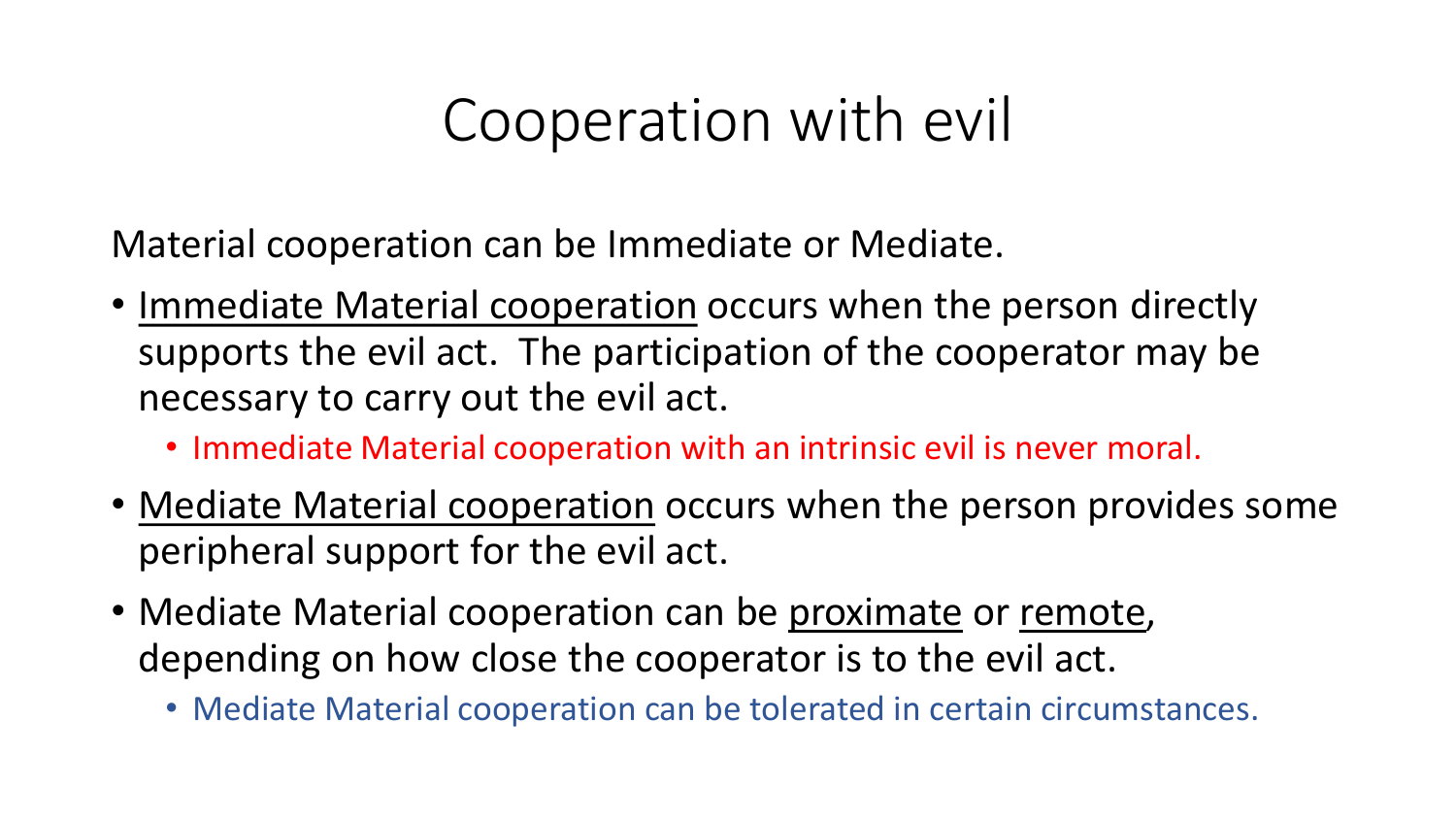# Cooperation with evil

Material cooperation can be Immediate or Mediate.

- Immediate Material cooperation occurs when the person directly supports the evil act. The participation of the cooperator may be necessary to carry out the evil act.
  - Immediate Material cooperation with an intrinsic evil is never moral.
- Mediate Material cooperation occurs when the person provides some peripheral support for the evil act.
- Mediate Material cooperation can be proximate or remote, depending on how close the cooperator is to the evil act.
  - Mediate Material cooperation can be tolerated in certain circumstances.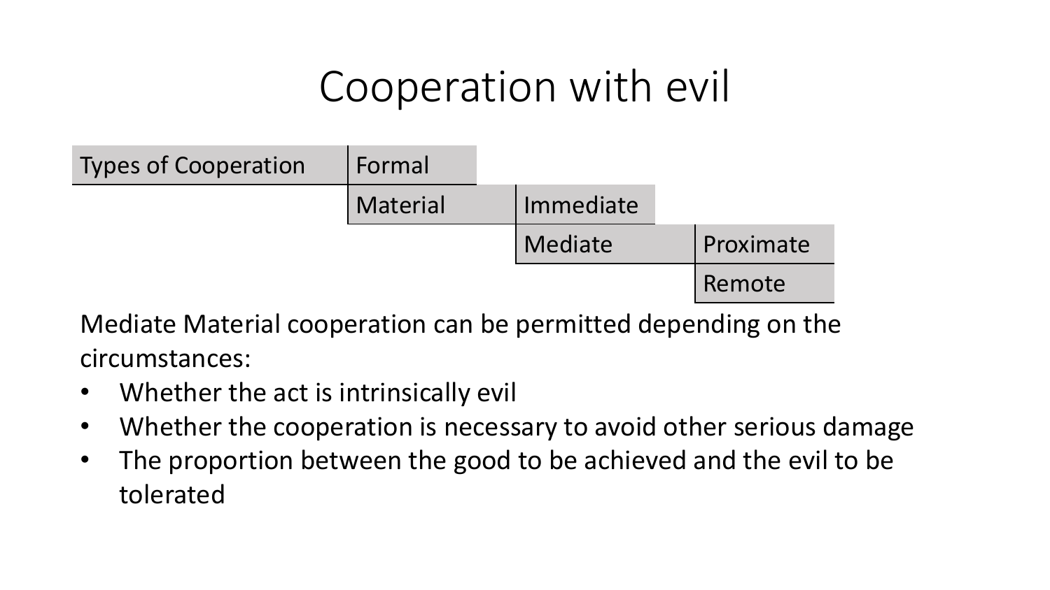# Cooperation with evil

| Types of Cooperation | Formal | | |
| --- | --- | --- | --- |
| | Material | Immediate | |
| | | Mediate | Proximate |
| | | | Remote |

Mediate Material cooperation can be permitted depending on the circumstances:

- Whether the act is intrinsically evil
- Whether the cooperation is necessary to avoid other serious damage
- The proportion between the good to be achieved and the evil to be tolerated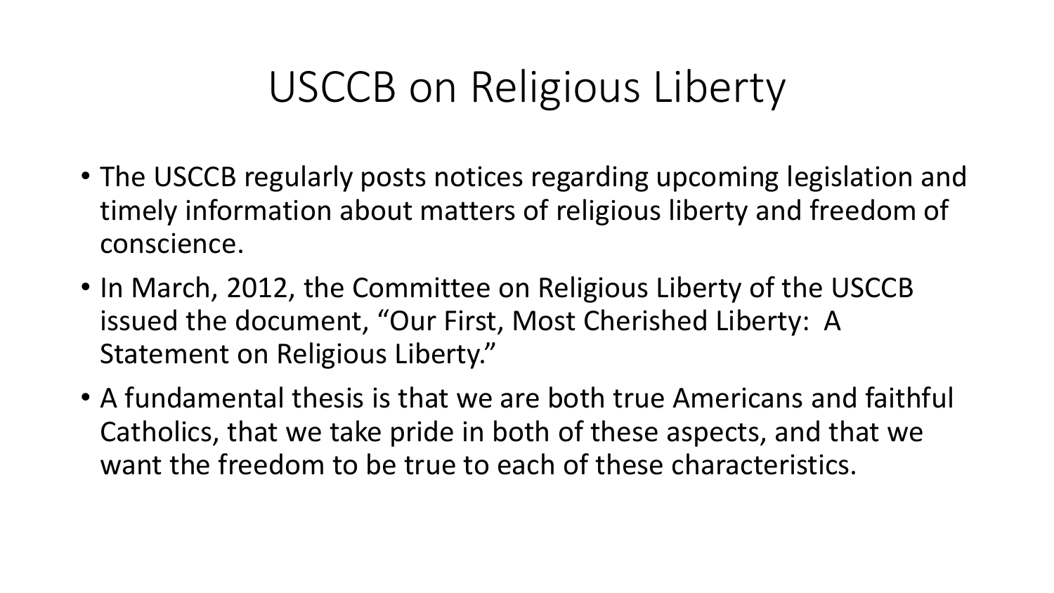# USCCB on Religious Liberty

- The USCCB regularly posts notices regarding upcoming legislation and timely information about matters of religious liberty and freedom of conscience.
- In March, 2012, the Committee on Religious Liberty of the USCCB issued the document, "Our First, Most Cherished Liberty: A Statement on Religious Liberty."
- A fundamental thesis is that we are both true Americans and faithful Catholics, that we take pride in both of these aspects, and that we want the freedom to be true to each of these characteristics.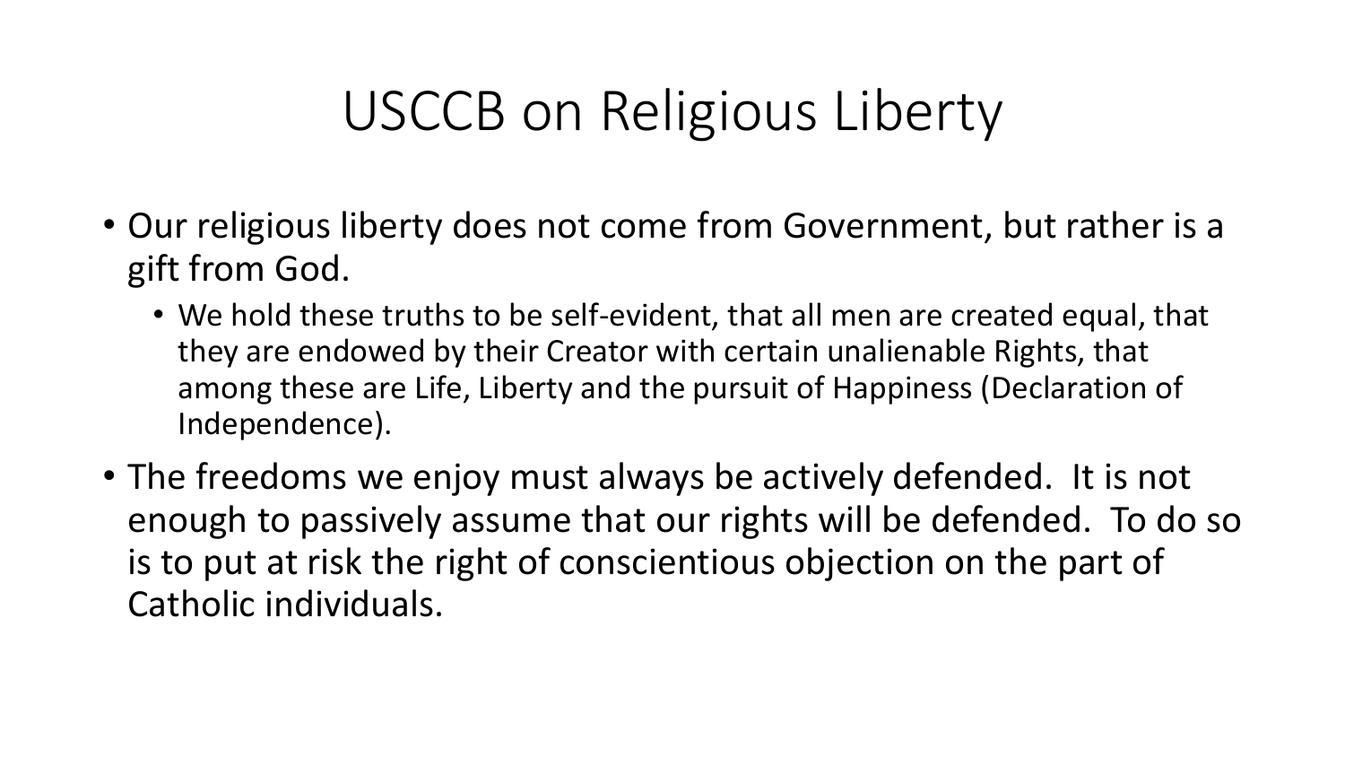# USCCB on Religious Liberty

- Our religious liberty does not come from Government, but rather is a gift from God.
  - We hold these truths to be self-evident, that all men are created equal, that they are endowed by their Creator with certain unalienable Rights, that among these are Life, Liberty and the pursuit of Happiness (Declaration of Independence).
- The freedoms we enjoy must always be actively defended. It is not enough to passively assume that our rights will be defended. To do so is to put at risk the right of conscientious objection on the part of Catholic individuals.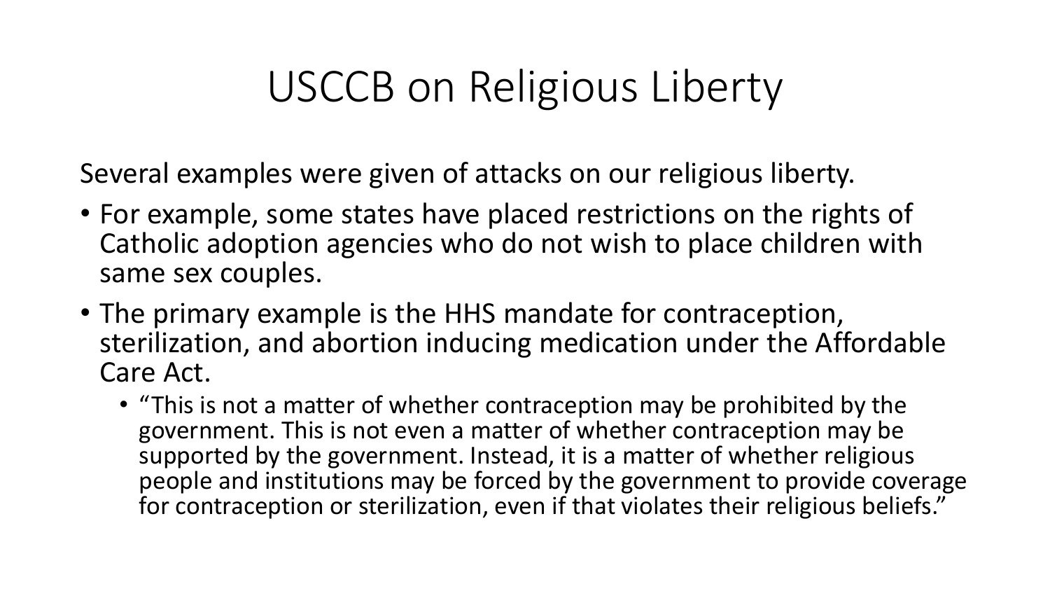# USCCB on Religious Liberty

Several examples were given of attacks on our religious liberty.

- For example, some states have placed restrictions on the rights of Catholic adoption agencies who do not wish to place children with same sex couples.
- The primary example is the HHS mandate for contraception, sterilization, and abortion inducing medication under the Affordable Care Act.
  - "This is not a matter of whether contraception may be prohibited by the government. This is not even a matter of whether contraception may be supported by the government. Instead, it is a matter of whether religious people and institutions may be forced by the government to provide coverage for contraception or sterilization, even if that violates their religious beliefs."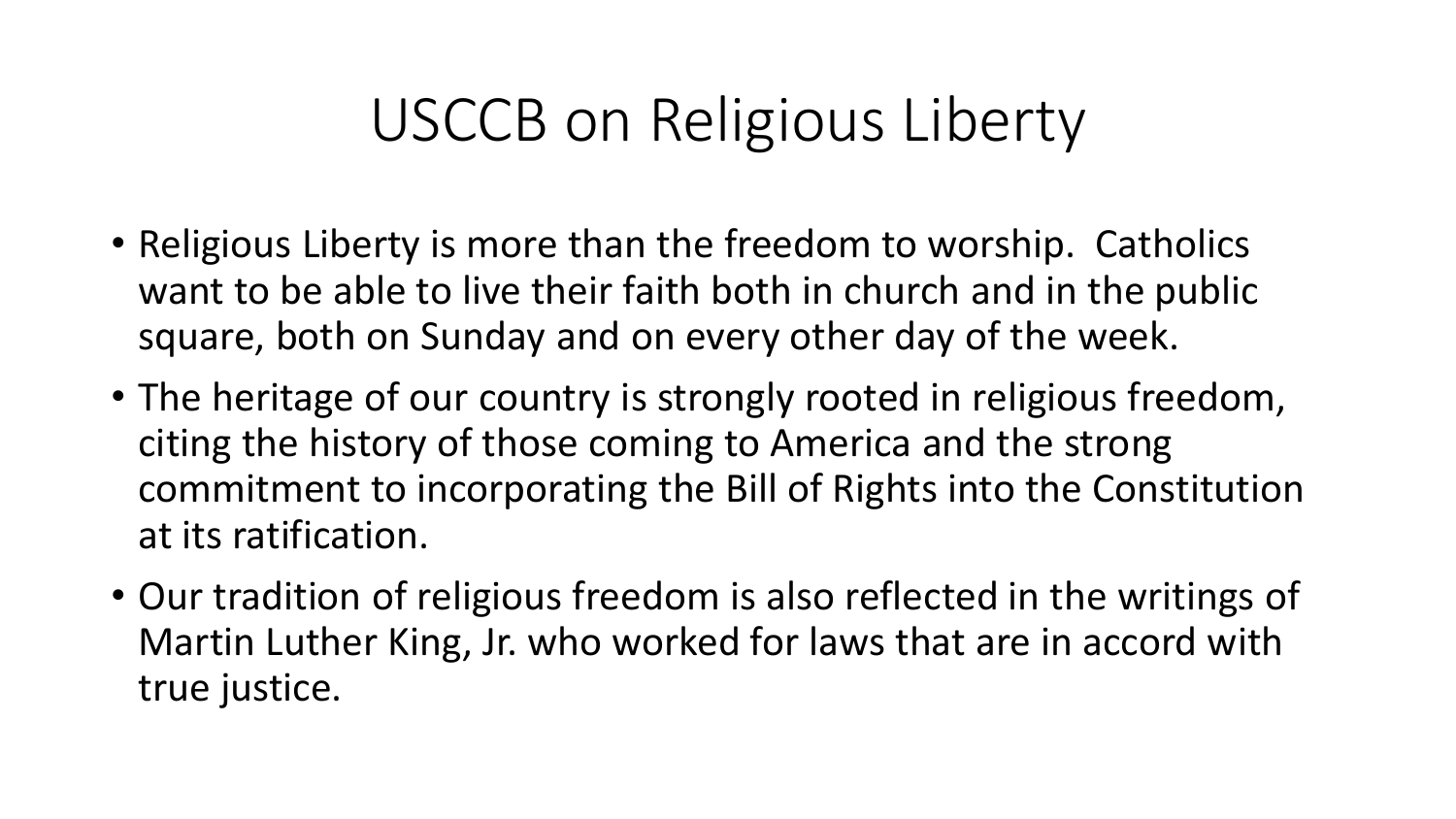# USCCB on Religious Liberty

- Religious Liberty is more than the freedom to worship. Catholics want to be able to live their faith both in church and in the public square, both on Sunday and on every other day of the week.
- The heritage of our country is strongly rooted in religious freedom, citing the history of those coming to America and the strong commitment to incorporating the Bill of Rights into the Constitution at its ratification.
- Our tradition of religious freedom is also reflected in the writings of Martin Luther King, Jr. who worked for laws that are in accord with true justice.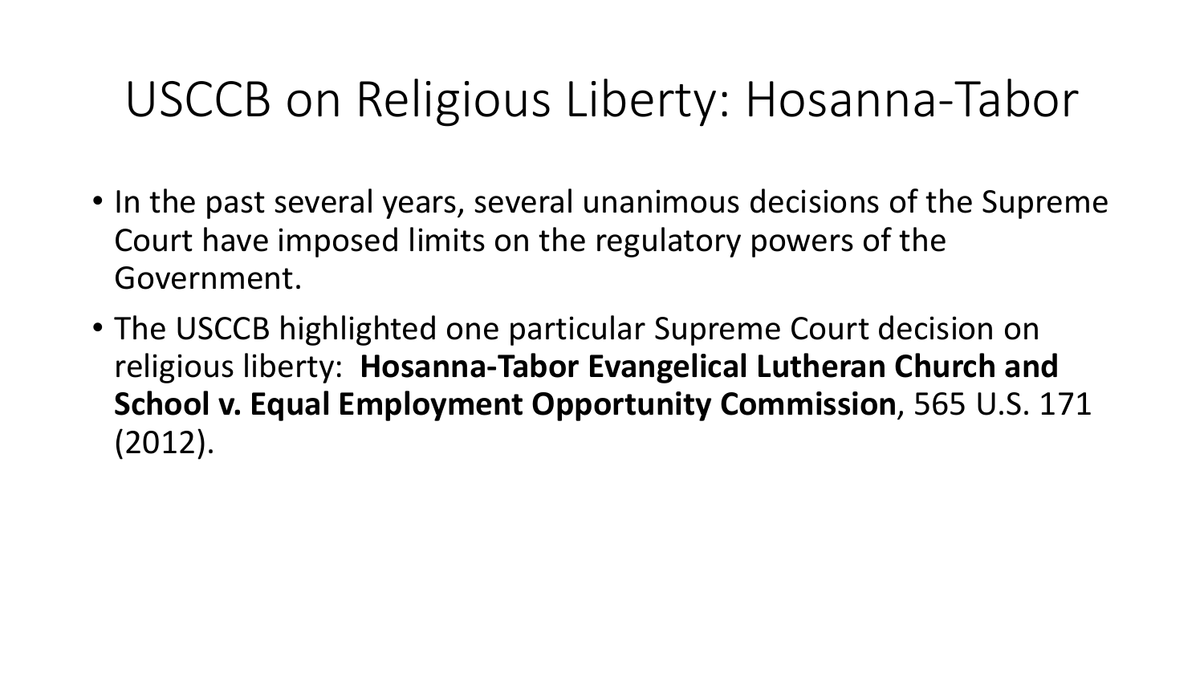# USCCB on Religious Liberty: Hosanna-Tabor

- In the past several years, several unanimous decisions of the Supreme Court have imposed limits on the regulatory powers of the Government.
- The USCCB highlighted one particular Supreme Court decision on religious liberty: **Hosanna-Tabor Evangelical Lutheran Church and School v. Equal Employment Opportunity Commission**, 565 U.S. 171 (2012).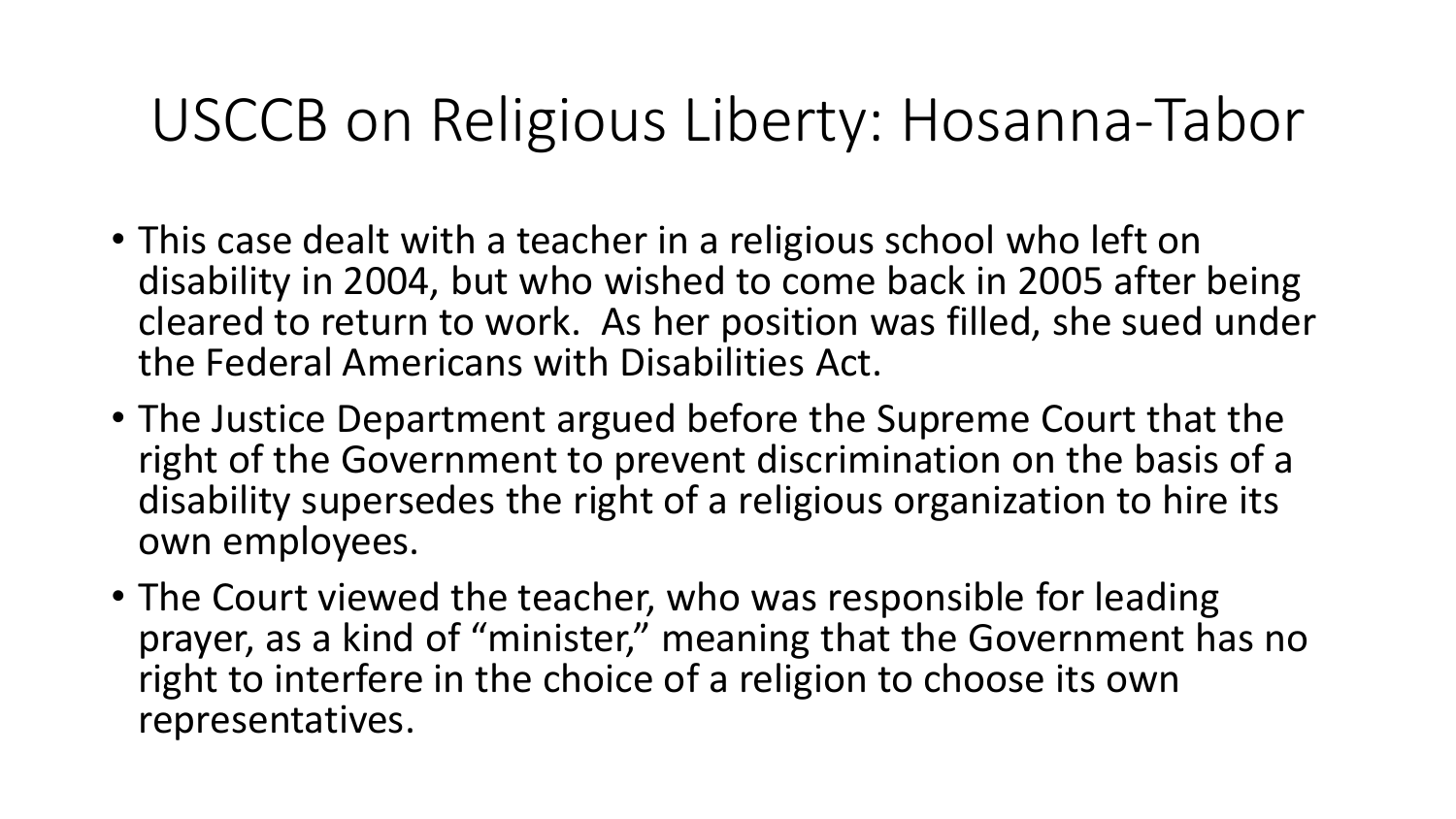# USCCB on Religious Liberty: Hosanna-Tabor

- This case dealt with a teacher in a religious school who left on disability in 2004, but who wished to come back in 2005 after being cleared to return to work. As her position was filled, she sued under the Federal Americans with Disabilities Act.
- The Justice Department argued before the Supreme Court that the right of the Government to prevent discrimination on the basis of a disability supersedes the right of a religious organization to hire its own employees.
- The Court viewed the teacher, who was responsible for leading prayer, as a kind of "minister," meaning that the Government has no right to interfere in the choice of a religion to choose its own representatives.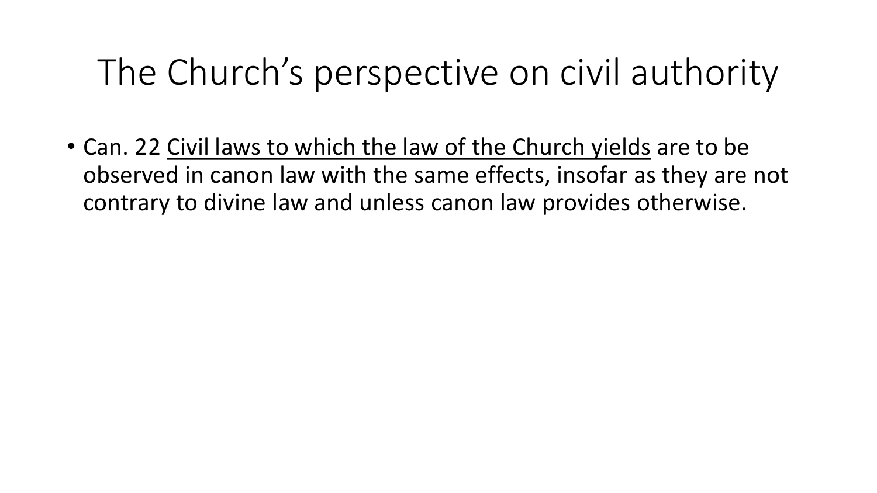# The Church's perspective on civil authority

- Can. 22 <u>Civil laws to which the law of the Church yields</u> are to be observed in canon law with the same effects, insofar as they are not contrary to divine law and unless canon law provides otherwise.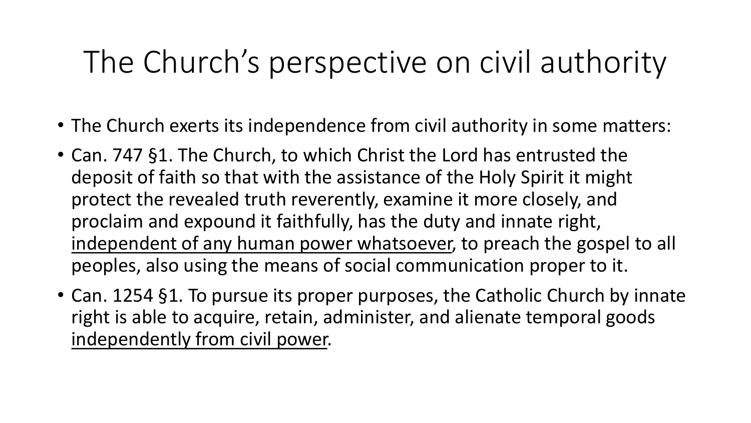# The Church's perspective on civil authority

- The Church exerts its independence from civil authority in some matters:
- Can. 747 §1. The Church, to which Christ the Lord has entrusted the deposit of faith so that with the assistance of the Holy Spirit it might protect the revealed truth reverently, examine it more closely, and proclaim and expound it faithfully, has the duty and innate right, <u>independent of any human power whatsoever</u>, to preach the gospel to all peoples, also using the means of social communication proper to it.
- Can. 1254 §1. To pursue its proper purposes, the Catholic Church by innate right is able to acquire, retain, administer, and alienate temporal goods <u>independently from civil power</u>.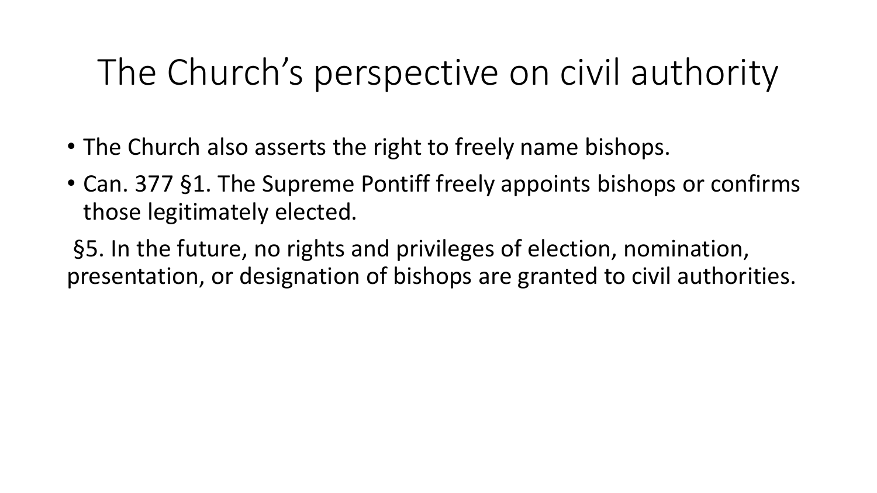# The Church's perspective on civil authority

- The Church also asserts the right to freely name bishops.
- Can. 377 §1. The Supreme Pontiff freely appoints bishops or confirms those legitimately elected.

§5. In the future, no rights and privileges of election, nomination, presentation, or designation of bishops are granted to civil authorities.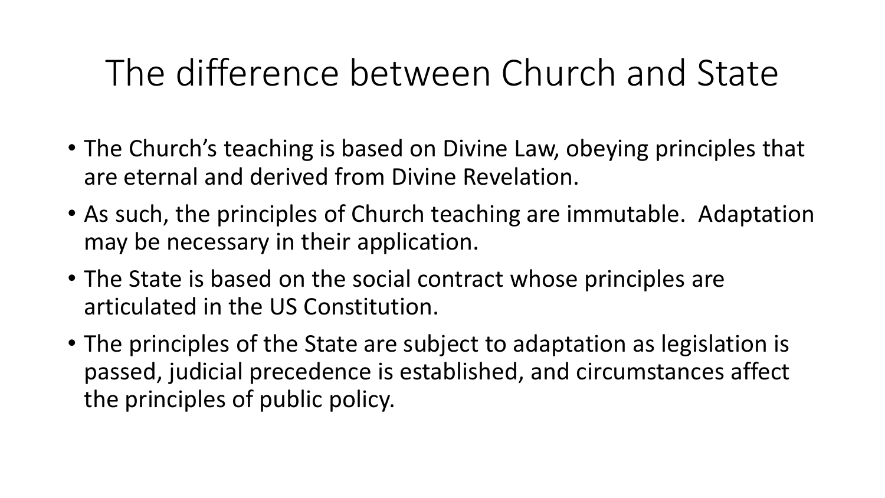# The difference between Church and State

- The Church's teaching is based on Divine Law, obeying principles that are eternal and derived from Divine Revelation.
- As such, the principles of Church teaching are immutable. Adaptation may be necessary in their application.
- The State is based on the social contract whose principles are articulated in the US Constitution.
- The principles of the State are subject to adaptation as legislation is passed, judicial precedence is established, and circumstances affect the principles of public policy.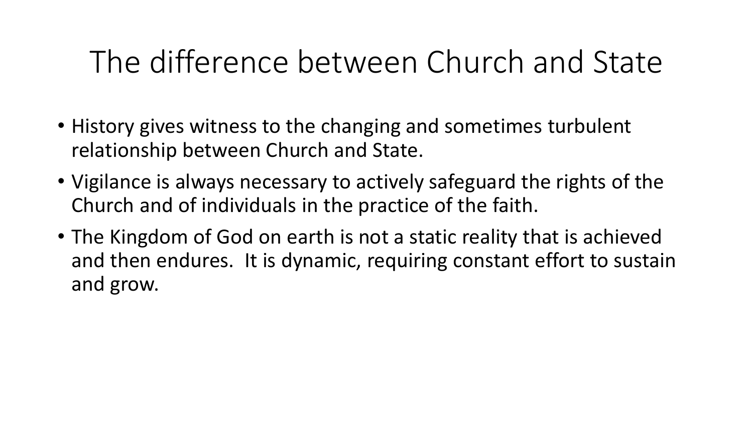# The difference between Church and State

- History gives witness to the changing and sometimes turbulent relationship between Church and State.
- Vigilance is always necessary to actively safeguard the rights of the Church and of individuals in the practice of the faith.
- The Kingdom of God on earth is not a static reality that is achieved and then endures. It is dynamic, requiring constant effort to sustain and grow.